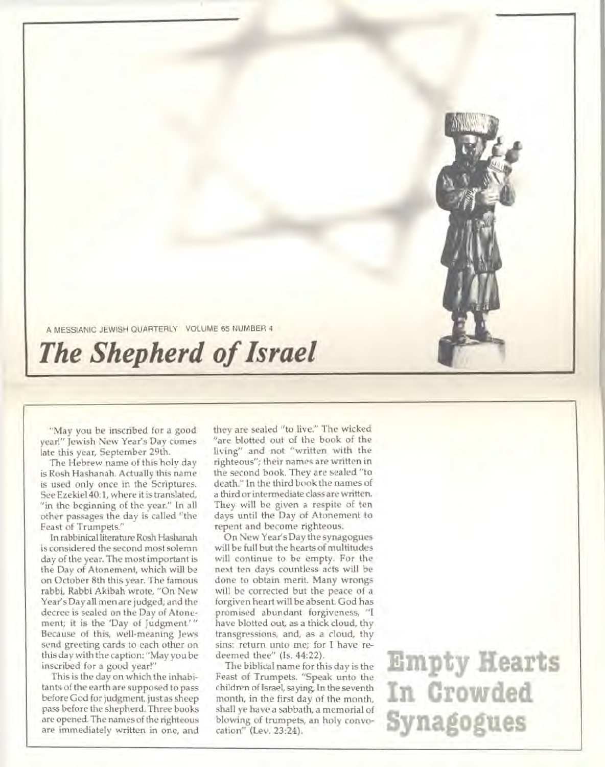A MESSIANIC JEWISH QUARTERLY VOLUME 65 NUMBER 4

# *The Shepherd of Israel*

## Empty Hearts In Crowded Synagogues

"May you be inscribed for a good year!" Jewish New Year's Day comes late this year, September 29th.

The Hebrew name of this holy day is Rosh Hashanah. Actually this name is used only once in the Scriptures. See Ezekiel 40:1, where it is translated, "in the beginning of the year." In all other passages the day is called "the Feast of Trumpets."

In rabbinical literature Rosh Hashanah is considered the second most solemn day of the year. The most important is the Day of Atonement, which will be on October 8th this year. The famous rabbi, Rabbi Akibah wrote, "On New Year's Day all men are judged; and the decree is sealed on the Day of Atonement; it is the 'Day of Judgment.'" Because of this, well-meaning Jews send greeting cards to each other on this day with the caption: "May you be inscribed for a good year!"

This is the day on which the inhabitants of the earth are supposed to pass before God for judgment, just as sheep pass before the shepherd. Three books are opened. The names of the righteous are immediately written in one, and they are sealed "to live." The wicked "are blotted out of the book of the living" and not "written with the righteous"; their names are written in the second book. They are sealed "to death." In the third book the names of a third or intermediate class are written. They will be given a respite of ten days until the Day of Atonement to repent and become righteous.

On New Year's Day the synagogues will be full but the hearts of multitudes will continue to be empty. For the next ten days countless acts will be done to obtain merit. Many wrongs will be corrected but the peace of a forgiven heart will be absent. God has promised abundant forgiveness, "I have blotted out, as a thick cloud, thy transgressions, and, as a cloud, thy sins: return unto me; for I have redeemed thee" (Is. 44:22).

The biblical name for this day is the Feast of Trumpets. "Speak unto the children of Israel, saying, In the seventh month, in the first day of the month, shall ye have a sabbath, a memorial of blowing of trumpets, an holy convocation" (Lev. 23:24).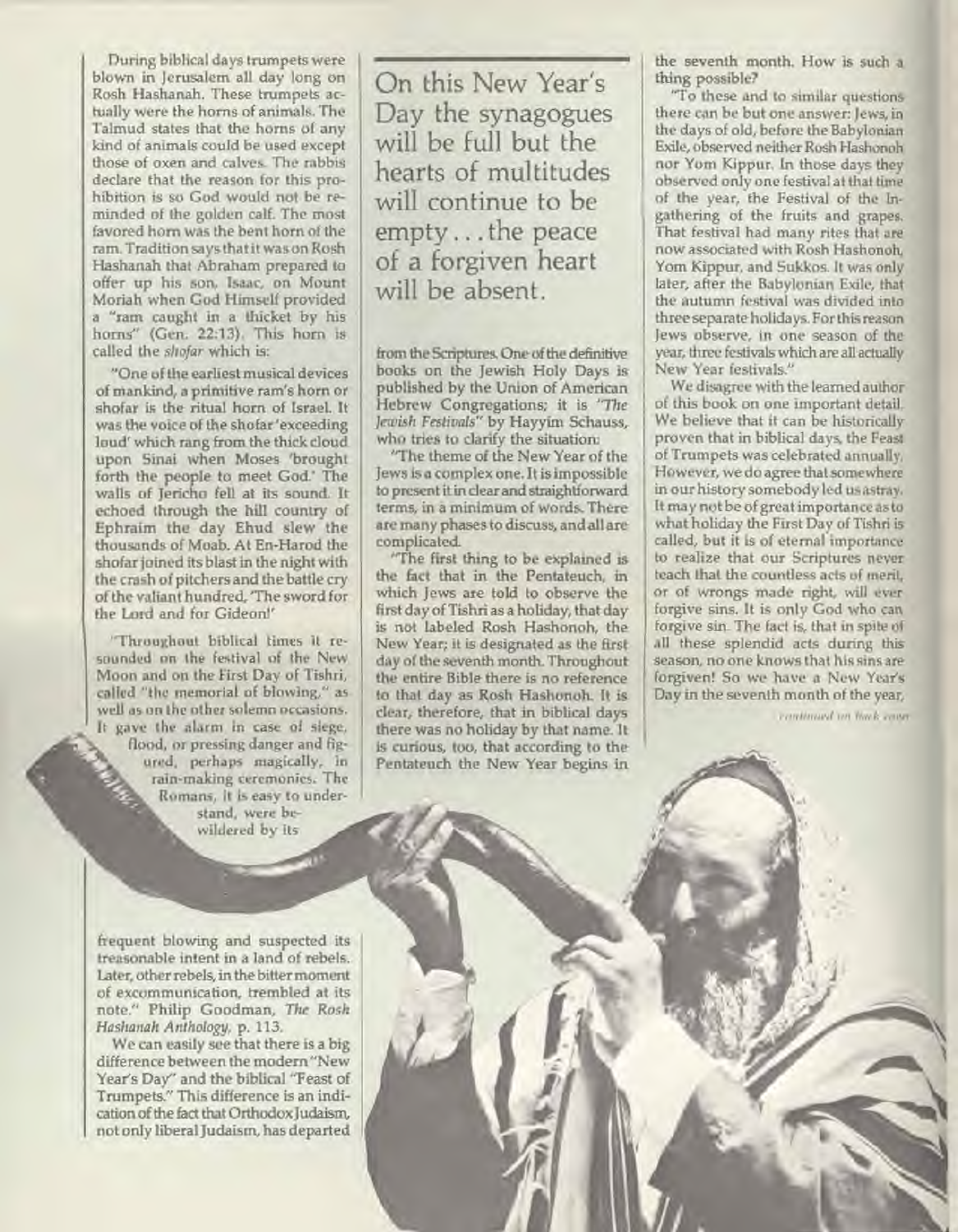During biblical days trumpets were blown in Jerusalem all day long on Rosh Hashanah. These trumpets actually were the horns of animals. The Talmud states that the horns of any kind of animals could be used except those of oxen and calves. The rabbis declare that the reason for this prohibition is so God would not be reminded of the golden calf. The most favored horn was the bent horn of the ram. Tradition says that it was on Rosh Hashanah that Abraham prepared to offer up his son, Isaac, on Mount Moriah when God Himself provided a "ram caught in a thicket by his horns" (Gen. 22:13). This horn is called the *shofar* which is:

"One of the earliest musical devices of mankind, a primitive ram's horn or shofar is the ritual horn of Israel. It was the voice of the shofar 'exceeding loud' which rang from the thick cloud upon Sinai when Moses 'brought forth the people to meet God.' The walls of Jericho fell at its sound. It echoed through the hill country of Ephraim the day Ehud slew the thousands of Moab. At En-Harod the shofar joined its blast in the night with the crash of pitchers and the battle cry of the valiant hundred, 'The sword for the Lord and for Gideon!'

"Throughout biblical times it resounded on the festival of the New Moon and on the First Day of Tishri, called "the memorial of blowing," as well as on the other solemn occasions. It gave the alarm in case of siege, flood, or pressing danger and figured, perhaps magically, in rain-making ceremonies. The Romans, it is easy to understand, were bewildered by its frequent blowing and suspected its treasonable intent in a land of rebels. Later, other rebels, in the bitter moment of excommunication, trembled at its note." Philip Goodman, *The Rosh Hashanah Anthology*, p. 113.

We can easily see that there is a big difference between the modern "New Year's Day" and the biblical "Feast of Trumpets." This difference is an indication of the fact that Orthodox Judaism, not only liberal Judaism, has departed from the Scriptures. One of the definitive books on the Jewish Holy Days is published by the Union of American Hebrew Congregations; it is *"The Jewish Festivals"* by Hayyim Schauss, who tries to clarify the situation:

> On this New Year's Day the synagogues will be full but the hearts of multitudes will continue to be empty . . . the peace of a forgiven heart will be absent.

"The theme of the New Year of the Jews is a complex one. It is impossible to present it in clear and straightforward terms, in a minimum of words. There are many phases to discuss, and all are complicated.

"The first thing to be explained is the fact that in the Pentateuch, in which Jews are told to observe the first day of Tishri as a holiday, that day is not labeled Rosh Hashonoh, the New Year; it is designated as the first day of the seventh month. Throughout the entire Bible there is no reference to that day as Rosh Hashonoh. It is clear, therefore, that in biblical days there was no holiday by that name. It is curious, too, that according to the Pentateuch the New Year begins in the seventh month. How is such a thing possible?

"To these and to similar questions there can be but one answer: Jews, in the days of old, before the Babylonian Exile, observed neither Rosh Hashonoh nor Yom Kippur. In those days they observed only one festival at that time of the year, the Festival of the Ingathering of the fruits and grapes. That festival had many rites that are now associated with Rosh Hashonoh, Yom Kippur, and Sukkos. It was only later, after the Babylonian Exile, that the autumn festival was divided into three separate holidays. For this reason Jews observe, in one season of the year, three festivals which are all actually New Year festivals."

We disagree with the learned author of this book on one important detail. We believe that it can be historically proven that in biblical days, the Feast of Trumpets was celebrated annually. However, we do agree that somewhere in our history somebody led us astray. It may not be of great importance as to what holiday the First Day of Tishri is called, but it is of eternal importance to realize that our Scriptures never teach that the countless acts of merit, or of wrongs made right, will ever forgive sins. It is only God who can forgive sin. The fact is, that in spite of all these splendid acts during this season, no one knows that his sins are forgiven! So we have a New Year's Day in the seventh month of the year,

*continued on back cover*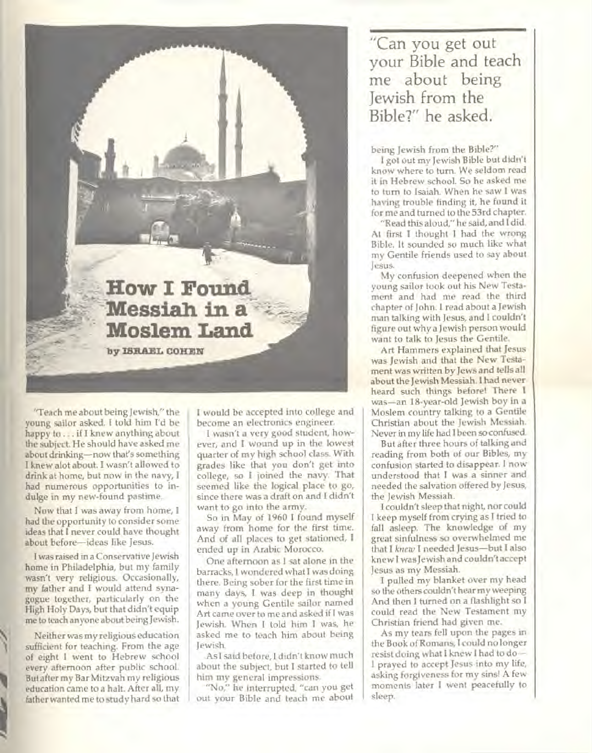# How I Found Messiah in a Moslem Land

by ISRAEL COHEN

"Teach me about being Jewish," the young sailor asked. I told him I'd be happy to . . . if I knew anything about the subject. He should have asked me about drinking—now that's something I knew alot about. I wasn't allowed to drink at home, but now in the navy, I had numerous opportunities to indulge in my new-found pastime.

Now that I was away from home, I had the opportunity to consider some ideas that I never could have thought about before—ideas like Jesus.

I was raised in a Conservative Jewish home in Philadelphia, but my family wasn't very religious. Occasionally, my father and I would attend synagogue together, particularly on the High Holy Days, but that didn't equip me to teach anyone about being Jewish.

Neither was my religious education sufficient for teaching. From the age of eight I went to Hebrew school every afternoon after public school. But after my Bar Mitzvah my religious education came to a halt. After all, my father wanted me to study hard so that I would be accepted into college and become an electronics engineer.

I wasn't a very good student, however, and I wound up in the lowest quarter of my high school class. With grades like that you don't get into college, so I joined the navy. That seemed like the logical place to go, since there was a draft on and I didn't want to go into the army.

So in May of 1960 I found myself away from home for the first time. And of all places to get stationed, I ended up in Arabic Morocco.

One afternoon as I sat alone in the barracks, I wondered what I was doing there. Being sober for the first time in many days, I was deep in thought when a young Gentile sailor named Art came over to me and asked if I was Jewish. When I told him I was, he asked me to teach him about being Jewish.

As I said before, I didn't know much about the subject, but I started to tell him my general impressions.

"No," he interrupted, "can you get out your Bible and teach me about being Jewish from the Bible?"

> "Can you get out your Bible and teach me about being Jewish from the Bible?" he asked.

I got out my Jewish Bible but didn't know where to turn. We seldom read it in Hebrew school. So he asked me to turn to Isaiah. When he saw I was having trouble finding it, he found it for me and turned to the 53rd chapter.

"Read this aloud," he said, and I did. At first I thought I had the wrong Bible. It sounded so much like what my Gentile friends used to say about Jesus.

My confusion deepened when the young sailor took out his New Testament and had me read the third chapter of John. I read about a Jewish man talking with Jesus, and I couldn't figure out why a Jewish person would want to talk to Jesus the Gentile.

Art Hammers explained that Jesus was Jewish and that the New Testament was written by Jews and tells all about the Jewish Messiah. I had never heard such things before! There I was—an 18-year-old Jewish boy in a Moslem country talking to a Gentile Christian about the Jewish Messiah. Never in my life had I been so confused.

But after three hours of talking and reading from both of our Bibles, my confusion started to disappear. I now understood that I was a sinner and needed the salvation offered by Jesus, the Jewish Messiah.

I couldn't sleep that night, nor could I keep myself from crying as I tried to fall asleep. The knowledge of my great sinfulness so overwhelmed me that I *knew* I needed Jesus—but I also knew I was Jewish and couldn't accept Jesus as my Messiah.

I pulled my blanket over my head so the others couldn't hear my weeping. And then I turned on a flashlight so I could read the New Testament my Christian friend had given me.

As my tears fell upon the pages in the Book of Romans, I could no longer resist doing what I knew I had to do—I prayed to accept Jesus into my life, asking forgiveness for my sins! A few moments later I went peacefully to sleep.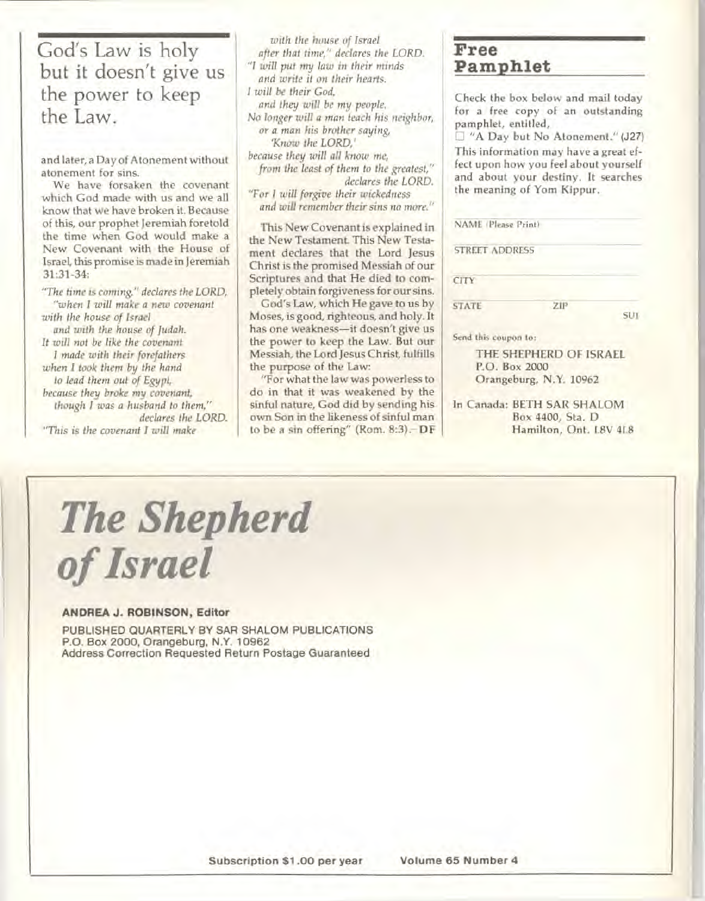## God's Law is holy but it doesn't give us the power to keep the Law.

and later, a Day of Atonement without atonement for sins.

We have forsaken the covenant which God made with us and we all know that we have broken it. Because of this, our prophet Jeremiah foretold the time when God would make a New Covenant with the House of Israel, this promise is made in Jeremiah 31:31-34:

*"The time is coming," declares the LORD,*
*"when I will make a new covenant*
*with the house of Israel*
*and with the house of Judah.*
*It will not be like the covenant*
*I made with their forefathers*
*when I took them by the hand*
*to lead them out of Egypt,*
*because they broke my covenant,*
*though I was a husband to them,"*
*declares the LORD.*
*"This is the covenant I will make*
*with the house of Israel*
*after that time," declares the LORD.*
*"I will put my law in their minds*
*and write it on their hearts.*
*I will be their God,*
*and they will be my people.*
*No longer will a man teach his neighbor,*
*or a man his brother saying,*
*'Know the LORD,'*
*because they will all know me,*
*from the least of them to the greatest,"*
*declares the LORD.*
*"For I will forgive their wickedness*
*and will remember their sins no more."*

This New Covenant is explained in the New Testament. This New Testament declares that the Lord Jesus Christ is the promised Messiah of our Scriptures and that He died to completely obtain forgiveness for our sins.

God's Law, which He gave to us by Moses, is good, righteous, and holy. It has one weakness—it doesn't give us the power to keep the Law. But our Messiah, the Lord Jesus Christ, fulfills the purpose of the Law:

"For what the law was powerless to do in that it was weakened by the sinful nature, God did by sending his own Son in the likeness of sinful man to be a sin offering" (Rom. 8:3).—**DF**

## Free Pamphlet

Check the box below and mail today for a free copy of an outstanding pamphlet, entitled,

☐ "A Day but No Atonement." (J27)

This information may have a great effect upon how you feel about yourself and about your destiny. It searches the meaning of Yom Kippur.

NAME (Please Print)

STREET ADDRESS

CITY

STATE ZIP

SUI

Send this coupon to:

THE SHEPHERD OF ISRAEL
P.O. Box 2000
Orangeburg, N.Y. 10962

In Canada: BETH SAR SHALOM
Box 4400, Sta. D
Hamilton, Ont. L8V 4L8

# *The Shepherd of Israel*

**ANDREA J. ROBINSON, Editor**

PUBLISHED QUARTERLY BY SAR SHALOM PUBLICATIONS
P.O. Box 2000, Orangeburg, N.Y. 10962
Address Correction Requested Return Postage Guaranteed

Subscription $1.00 per year Volume 65 Number 4